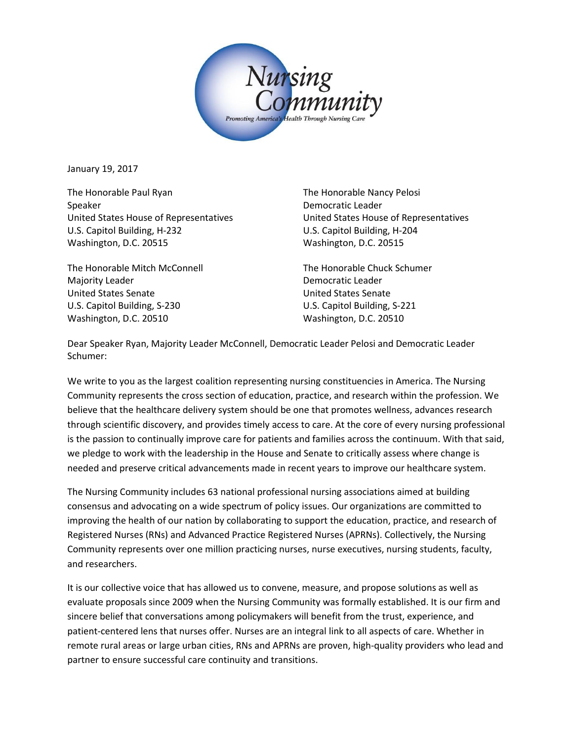Nursing Community

*Promoting America's Health Through Nursing Care*

January 19, 2017

The Honorable Paul Ryan
Speaker
United States House of Representatives
U.S. Capitol Building, H-232
Washington, D.C. 20515

The Honorable Nancy Pelosi
Democratic Leader
United States House of Representatives
U.S. Capitol Building, H-204
Washington, D.C. 20515

The Honorable Mitch McConnell
Majority Leader
United States Senate
U.S. Capitol Building, S-230
Washington, D.C. 20510

The Honorable Chuck Schumer
Democratic Leader
United States Senate
U.S. Capitol Building, S-221
Washington, D.C. 20510

Dear Speaker Ryan, Majority Leader McConnell, Democratic Leader Pelosi and Democratic Leader Schumer:

We write to you as the largest coalition representing nursing constituencies in America. The Nursing Community represents the cross section of education, practice, and research within the profession. We believe that the healthcare delivery system should be one that promotes wellness, advances research through scientific discovery, and provides timely access to care. At the core of every nursing professional is the passion to continually improve care for patients and families across the continuum. With that said, we pledge to work with the leadership in the House and Senate to critically assess where change is needed and preserve critical advancements made in recent years to improve our healthcare system.

The Nursing Community includes 63 national professional nursing associations aimed at building consensus and advocating on a wide spectrum of policy issues. Our organizations are committed to improving the health of our nation by collaborating to support the education, practice, and research of Registered Nurses (RNs) and Advanced Practice Registered Nurses (APRNs). Collectively, the Nursing Community represents over one million practicing nurses, nurse executives, nursing students, faculty, and researchers.

It is our collective voice that has allowed us to convene, measure, and propose solutions as well as evaluate proposals since 2009 when the Nursing Community was formally established. It is our firm and sincere belief that conversations among policymakers will benefit from the trust, experience, and patient-centered lens that nurses offer. Nurses are an integral link to all aspects of care. Whether in remote rural areas or large urban cities, RNs and APRNs are proven, high-quality providers who lead and partner to ensure successful care continuity and transitions.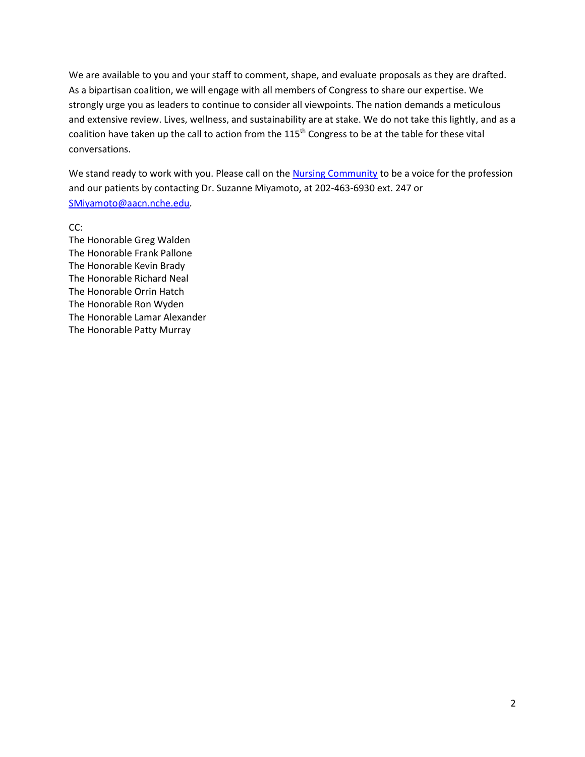We are available to you and your staff to comment, shape, and evaluate proposals as they are drafted. As a bipartisan coalition, we will engage with all members of Congress to share our expertise. We strongly urge you as leaders to continue to consider all viewpoints. The nation demands a meticulous and extensive review. Lives, wellness, and sustainability are at stake. We do not take this lightly, and as a coalition have taken up the call to action from the 115th Congress to be at the table for these vital conversations.

We stand ready to work with you. Please call on the Nursing Community to be a voice for the profession and our patients by contacting Dr. Suzanne Miyamoto, at 202-463-6930 ext. 247 or SMiyamoto@aacn.nche.edu.

CC:
The Honorable Greg Walden
The Honorable Frank Pallone
The Honorable Kevin Brady
The Honorable Richard Neal
The Honorable Orrin Hatch
The Honorable Ron Wyden
The Honorable Lamar Alexander
The Honorable Patty Murray